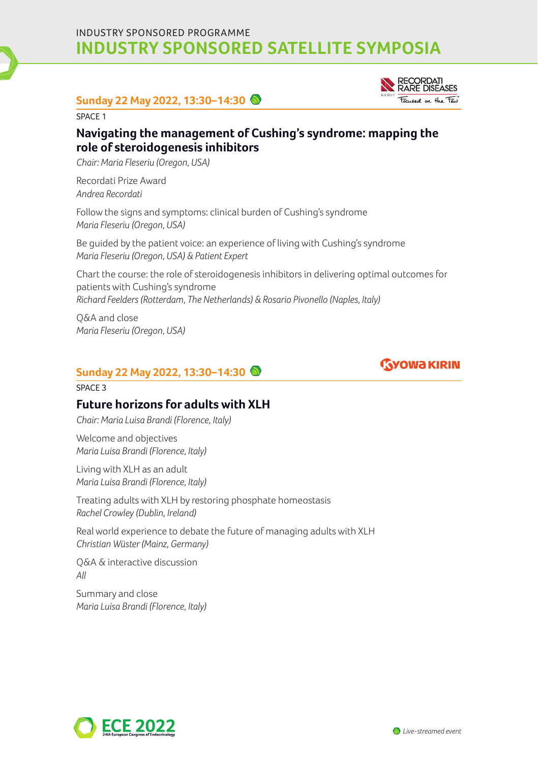INDUSTRY SPONSORED PROGRAMME

# INDUSTRY SPONSORED SATELLITE SYMPOSIA

## Sunday 22 May 2022, 13:30–14:30

SPACE 1

### Navigating the management of Cushing's syndrome: mapping the role of steroidogenesis inhibitors

*Chair: Maria Fleseriu (Oregon, USA)*

Recordati Prize Award
*Andrea Recordati*

Follow the signs and symptoms: clinical burden of Cushing's syndrome
*Maria Fleseriu (Oregon, USA)*

Be guided by the patient voice: an experience of living with Cushing's syndrome
*Maria Fleseriu (Oregon, USA) & Patient Expert*

Chart the course: the role of steroidogenesis inhibitors in delivering optimal outcomes for patients with Cushing's syndrome
*Richard Feelders (Rotterdam, The Netherlands) & Rosario Pivonello (Naples, Italy)*

Q&A and close
*Maria Fleseriu (Oregon, USA)*

## Sunday 22 May 2022, 13:30–14:30

SPACE 3

### Future horizons for adults with XLH

*Chair: Maria Luisa Brandi (Florence, Italy)*

Welcome and objectives
*Maria Luisa Brandi (Florence, Italy)*

Living with XLH as an adult
*Maria Luisa Brandi (Florence, Italy)*

Treating adults with XLH by restoring phosphate homeostasis
*Rachel Crowley (Dublin, Ireland)*

Real world experience to debate the future of managing adults with XLH
*Christian Wüster (Mainz, Germany)*

Q&A & interactive discussion
*All*

Summary and close
*Maria Luisa Brandi (Florence, Italy)*

*Live-streamed event*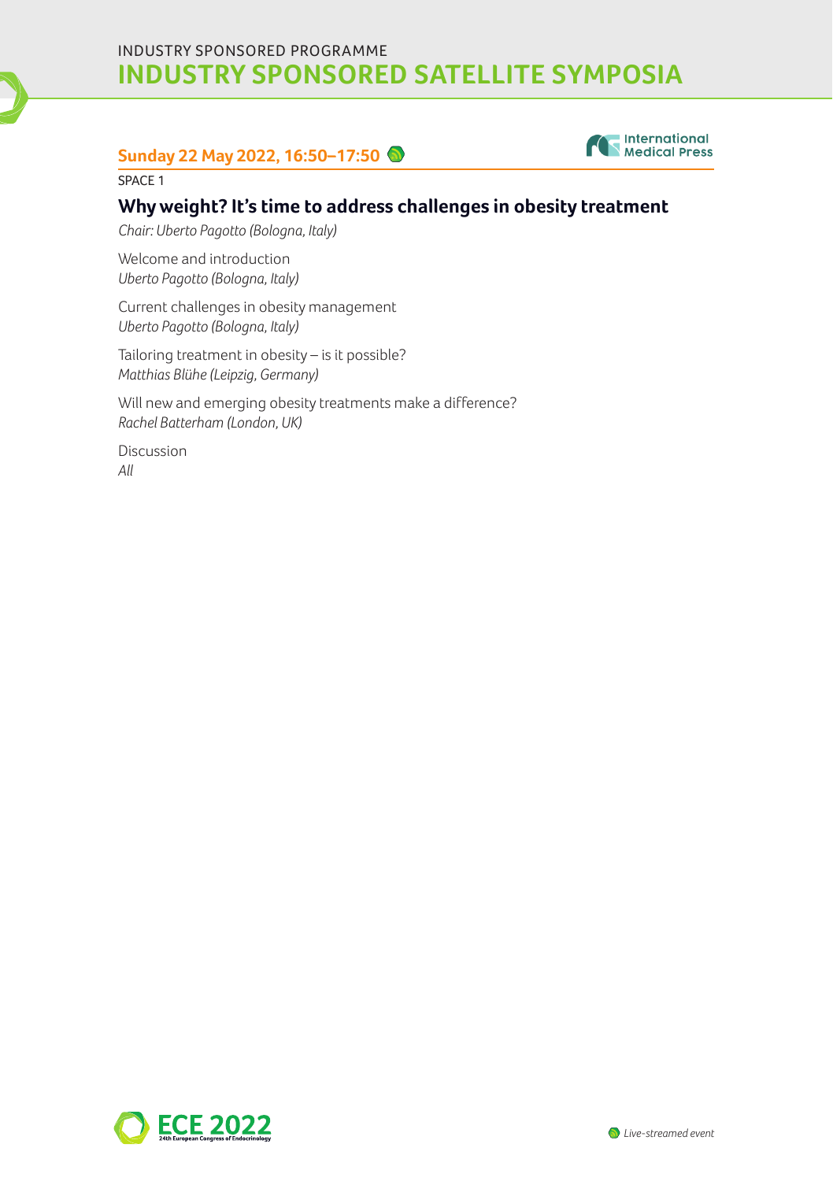INDUSTRY SPONSORED PROGRAMME

# INDUSTRY SPONSORED SATELLITE SYMPOSIA

## Sunday 22 May 2022, 16:50–17:50

International Medical Press

SPACE 1

### Why weight? It's time to address challenges in obesity treatment

*Chair: Uberto Pagotto (Bologna, Italy)*

Welcome and introduction
*Uberto Pagotto (Bologna, Italy)*

Current challenges in obesity management
*Uberto Pagotto (Bologna, Italy)*

Tailoring treatment in obesity – is it possible?
*Matthias Blühe (Leipzig, Germany)*

Will new and emerging obesity treatments make a difference?
*Rachel Batterham (London, UK)*

Discussion
*All*

*Live-streamed event*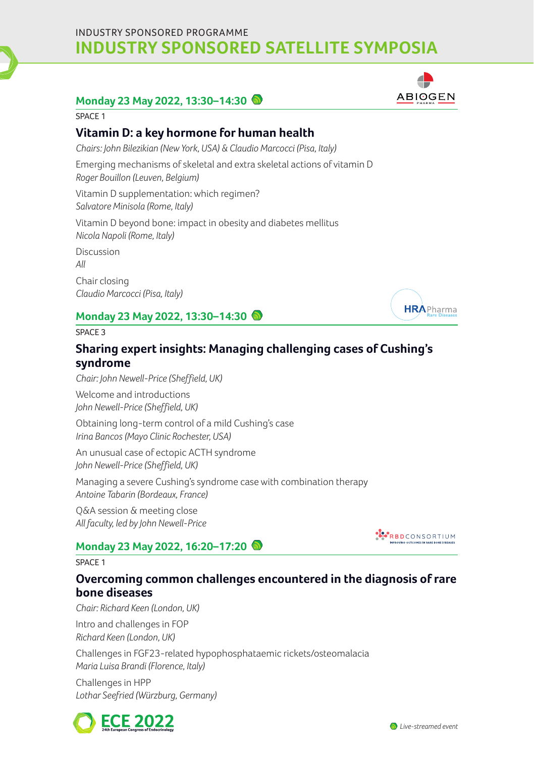INDUSTRY SPONSORED PROGRAMME

# INDUSTRY SPONSORED SATELLITE SYMPOSIA

## Monday 23 May 2022, 13:30–14:30

ABIOGEN PHARMA

SPACE 1

### Vitamin D: a key hormone for human health

*Chairs: John Bilezikian (New York, USA) & Claudio Marcocci (Pisa, Italy)*

Emerging mechanisms of skeletal and extra skeletal actions of vitamin D
*Roger Bouillon (Leuven, Belgium)*

Vitamin D supplementation: which regimen?
*Salvatore Minisola (Rome, Italy)*

Vitamin D beyond bone: impact in obesity and diabetes mellitus
*Nicola Napoli (Rome, Italy)*

Discussion
*All*

Chair closing
*Claudio Marcocci (Pisa, Italy)*

## Monday 23 May 2022, 13:30–14:30

HRA Pharma Rare Diseases

SPACE 3

### Sharing expert insights: Managing challenging cases of Cushing's syndrome

*Chair: John Newell-Price (Sheffield, UK)*

Welcome and introductions
*John Newell-Price (Sheffield, UK)*

Obtaining long-term control of a mild Cushing's case
*Irina Bancos (Mayo Clinic Rochester, USA)*

An unusual case of ectopic ACTH syndrome
*John Newell-Price (Sheffield, UK)*

Managing a severe Cushing's syndrome case with combination therapy
*Antoine Tabarin (Bordeaux, France)*

Q&A session & meeting close
*All faculty, led by John Newell-Price*

## Monday 23 May 2022, 16:20–17:20

RBD CONSORTIUM – IMPROVING OUTCOMES IN RARE BONE DISEASES

SPACE 1

### Overcoming common challenges encountered in the diagnosis of rare bone diseases

*Chair: Richard Keen (London, UK)*

Intro and challenges in FOP
*Richard Keen (London, UK)*

Challenges in FGF23-related hypophosphataemic rickets/osteomalacia
*Maria Luisa Brandi (Florence, Italy)*

Challenges in HPP
*Lothar Seefried (Würzburg, Germany)*

*Live-streamed event*